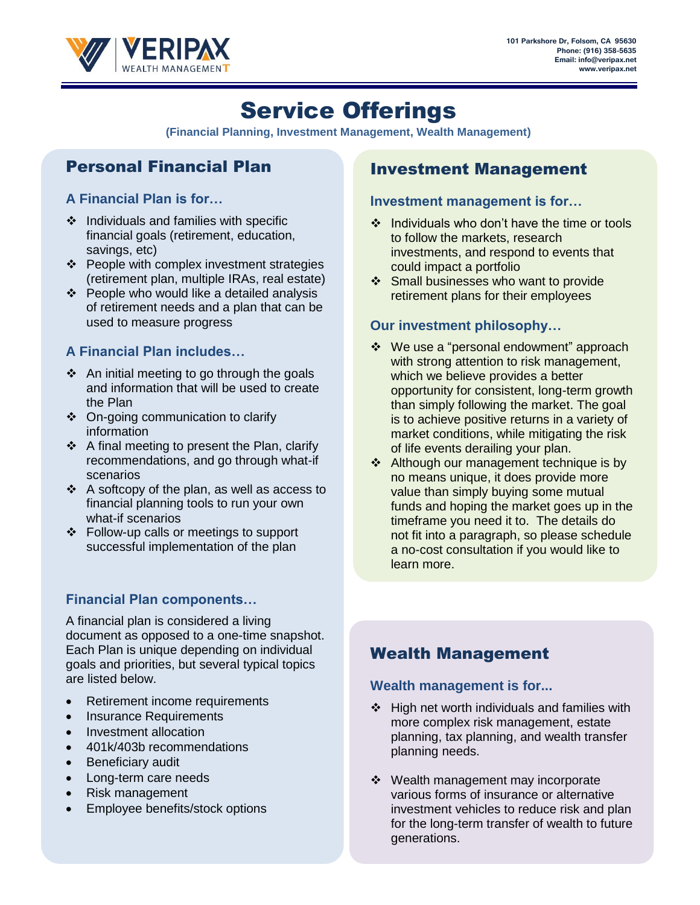VERIPAX WEALTH MANAGEMENT

101 Parkshore Dr, Folsom, CA 95630
Phone: (916) 358-5635
Email: info@veripax.net
www.veripax.net

# Service Offerings

**(Financial Planning, Investment Management, Wealth Management)**

## Personal Financial Plan

### A Financial Plan is for…

- Individuals and families with specific financial goals (retirement, education, savings, etc)
- People with complex investment strategies (retirement plan, multiple IRAs, real estate)
- People who would like a detailed analysis of retirement needs and a plan that can be used to measure progress

### A Financial Plan includes…

- An initial meeting to go through the goals and information that will be used to create the Plan
- On-going communication to clarify information
- A final meeting to present the Plan, clarify recommendations, and go through what-if scenarios
- A softcopy of the plan, as well as access to financial planning tools to run your own what-if scenarios
- Follow-up calls or meetings to support successful implementation of the plan

### Financial Plan components…

A financial plan is considered a living document as opposed to a one-time snapshot. Each Plan is unique depending on individual goals and priorities, but several typical topics are listed below.

- Retirement income requirements
- Insurance Requirements
- Investment allocation
- 401k/403b recommendations
- Beneficiary audit
- Long-term care needs
- Risk management
- Employee benefits/stock options

## Investment Management

### Investment management is for…

- Individuals who don't have the time or tools to follow the markets, research investments, and respond to events that could impact a portfolio
- Small businesses who want to provide retirement plans for their employees

### Our investment philosophy…

- We use a "personal endowment" approach with strong attention to risk management, which we believe provides a better opportunity for consistent, long-term growth than simply following the market. The goal is to achieve positive returns in a variety of market conditions, while mitigating the risk of life events derailing your plan.
- Although our management technique is by no means unique, it does provide more value than simply buying some mutual funds and hoping the market goes up in the timeframe you need it to. The details do not fit into a paragraph, so please schedule a no-cost consultation if you would like to learn more.

## Wealth Management

### Wealth management is for...

- High net worth individuals and families with more complex risk management, estate planning, tax planning, and wealth transfer planning needs.
- Wealth management may incorporate various forms of insurance or alternative investment vehicles to reduce risk and plan for the long-term transfer of wealth to future generations.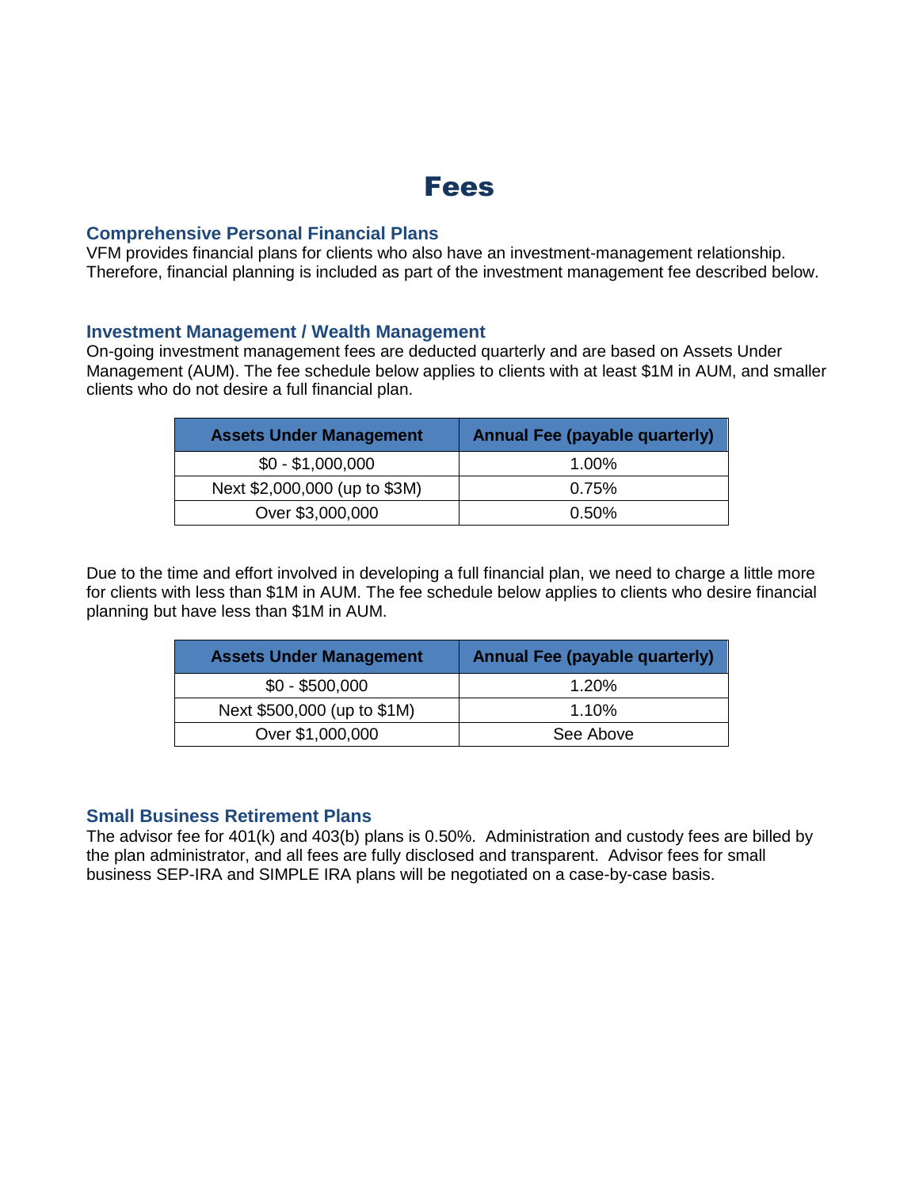# Fees

## Comprehensive Personal Financial Plans

VFM provides financial plans for clients who also have an investment-management relationship. Therefore, financial planning is included as part of the investment management fee described below.

## Investment Management / Wealth Management

On-going investment management fees are deducted quarterly and are based on Assets Under Management (AUM). The fee schedule below applies to clients with at least $1M in AUM, and smaller clients who do not desire a full financial plan.

| Assets Under Management | Annual Fee (payable quarterly) |
|---|---|
| $0 - $1,000,000 | 1.00% |
| Next $2,000,000 (up to $3M) | 0.75% |
| Over $3,000,000 | 0.50% |

Due to the time and effort involved in developing a full financial plan, we need to charge a little more for clients with less than $1M in AUM. The fee schedule below applies to clients who desire financial planning but have less than $1M in AUM.

| Assets Under Management | Annual Fee (payable quarterly) |
|---|---|
| $0 - $500,000 | 1.20% |
| Next $500,000 (up to $1M) | 1.10% |
| Over $1,000,000 | See Above |

## Small Business Retirement Plans

The advisor fee for 401(k) and 403(b) plans is 0.50%. Administration and custody fees are billed by the plan administrator, and all fees are fully disclosed and transparent. Advisor fees for small business SEP-IRA and SIMPLE IRA plans will be negotiated on a case-by-case basis.